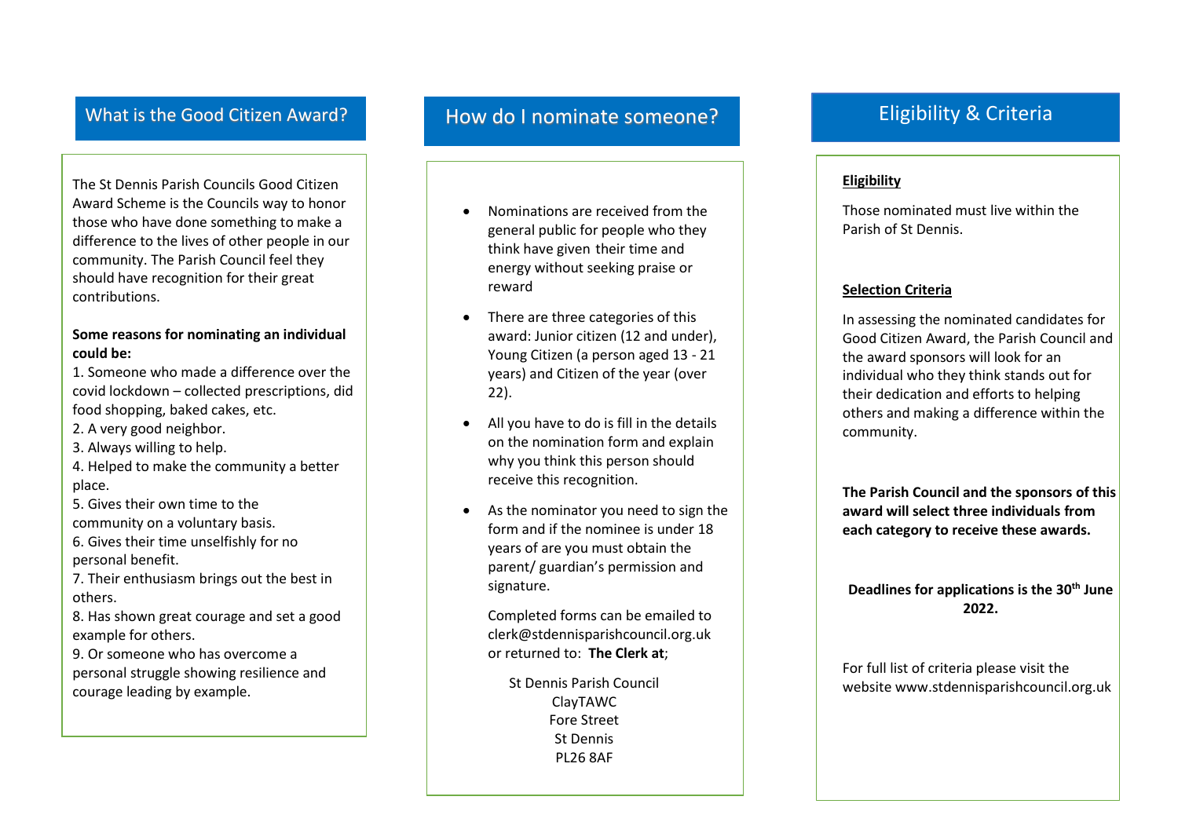## What is the Good Citizen Award?

The St Dennis Parish Councils Good Citizen Award Scheme is the Councils way to honor those who have done something to make a difference to the lives of other people in our community. The Parish Council feel they should have recognition for their great contributions.

**Some reasons for nominating an individual could be:**

1. Someone who made a difference over the covid lockdown – collected prescriptions, did food shopping, baked cakes, etc.
2. A very good neighbor.
3. Always willing to help.
4. Helped to make the community a better place.
5. Gives their own time to the community on a voluntary basis.
6. Gives their time unselfishly for no personal benefit.
7. Their enthusiasm brings out the best in others.
8. Has shown great courage and set a good example for others.
9. Or someone who has overcome a personal struggle showing resilience and courage leading by example.

## How do I nominate someone?

- Nominations are received from the general public for people who they think have given their time and energy without seeking praise or reward
- There are three categories of this award: Junior citizen (12 and under), Young Citizen (a person aged 13 - 21 years) and Citizen of the year (over 22).
- All you have to do is fill in the details on the nomination form and explain why you think this person should receive this recognition.
- As the nominator you need to sign the form and if the nominee is under 18 years of are you must obtain the parent/ guardian's permission and signature.

  Completed forms can be emailed to clerk@stdennisparishcouncil.org.uk or returned to: **The Clerk at**;

  St Dennis Parish Council
  ClayTAWC
  Fore Street
  St Dennis
  PL26 8AF

## Eligibility & Criteria

**Eligibility**

Those nominated must live within the Parish of St Dennis.

**Selection Criteria**

In assessing the nominated candidates for Good Citizen Award, the Parish Council and the award sponsors will look for an individual who they think stands out for their dedication and efforts to helping others and making a difference within the community.

**The Parish Council and the sponsors of this award will select three individuals from each category to receive these awards.**

**Deadlines for applications is the 30th June 2022.**

For full list of criteria please visit the website www.stdennisparishcouncil.org.uk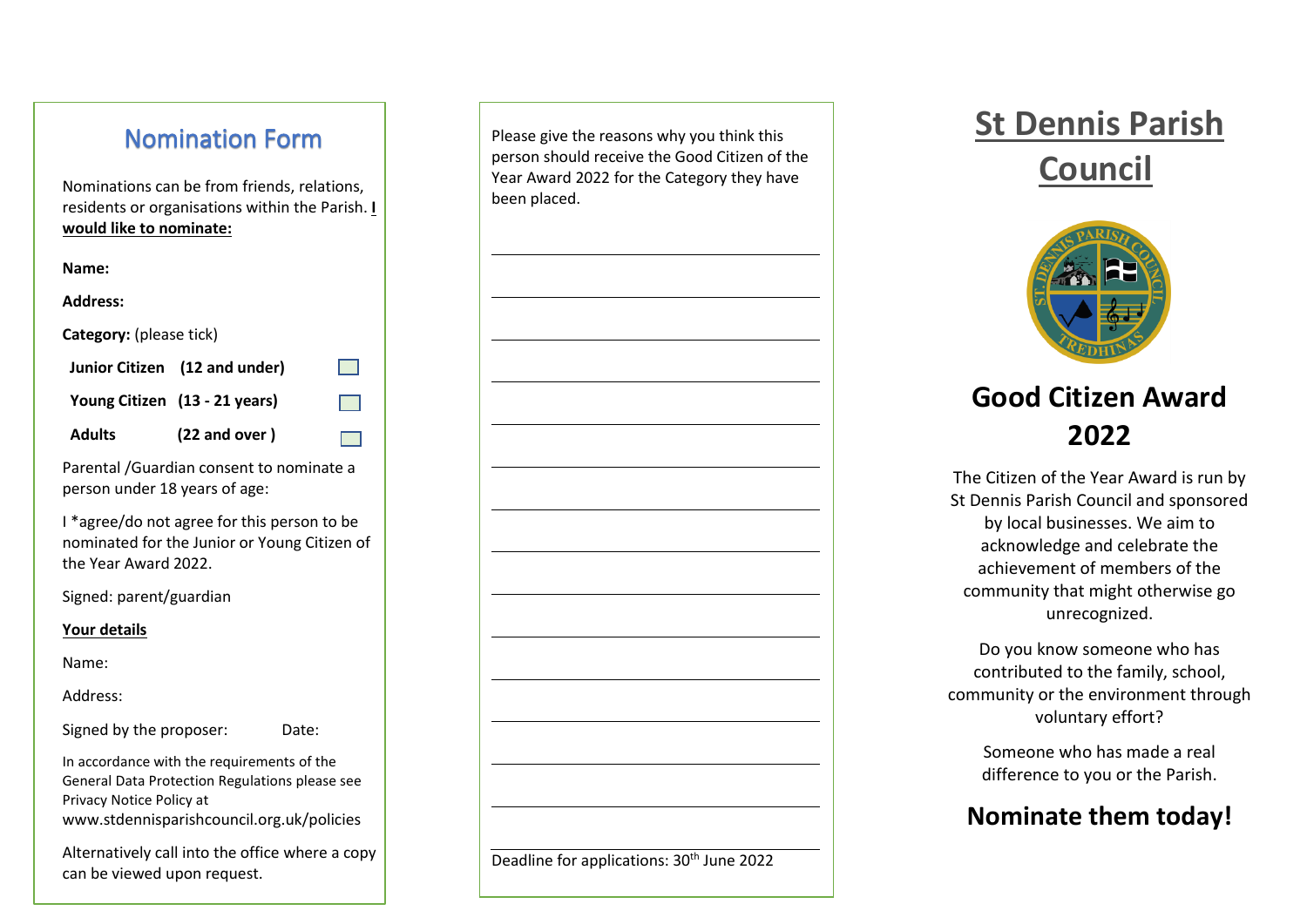## Nomination Form

Nominations can be from friends, relations, residents or organisations within the Parish. **I would like to nominate:**

**Name:**

**Address:**

**Category:** (please tick)

| | | |
|---|---|---|
| **Junior Citizen** | **(12 and under)** | ☐ |
| **Young Citizen** | **(13 - 21 years)** | ☐ |
| **Adults** | **(22 and over )** | ☐ |

Parental /Guardian consent to nominate a person under 18 years of age:

I *agree/do not agree for this person to be nominated for the Junior or Young Citizen of the Year Award 2022.

Signed: parent/guardian

**Your details**

Name:

Address:

Signed by the proposer: Date:

In accordance with the requirements of the General Data Protection Regulations please see Privacy Notice Policy at www.stdennisparishcouncil.org.uk/policies

Alternatively call into the office where a copy can be viewed upon request.

Please give the reasons why you think this person should receive the Good Citizen of the Year Award 2022 for the Category they have been placed.

Deadline for applications: 30th June 2022

# St Dennis Parish Council

## Good Citizen Award 2022

The Citizen of the Year Award is run by St Dennis Parish Council and sponsored by local businesses. We aim to acknowledge and celebrate the achievement of members of the community that might otherwise go unrecognized.

Do you know someone who has contributed to the family, school, community or the environment through voluntary effort?

Someone who has made a real difference to you or the Parish.

## Nominate them today!